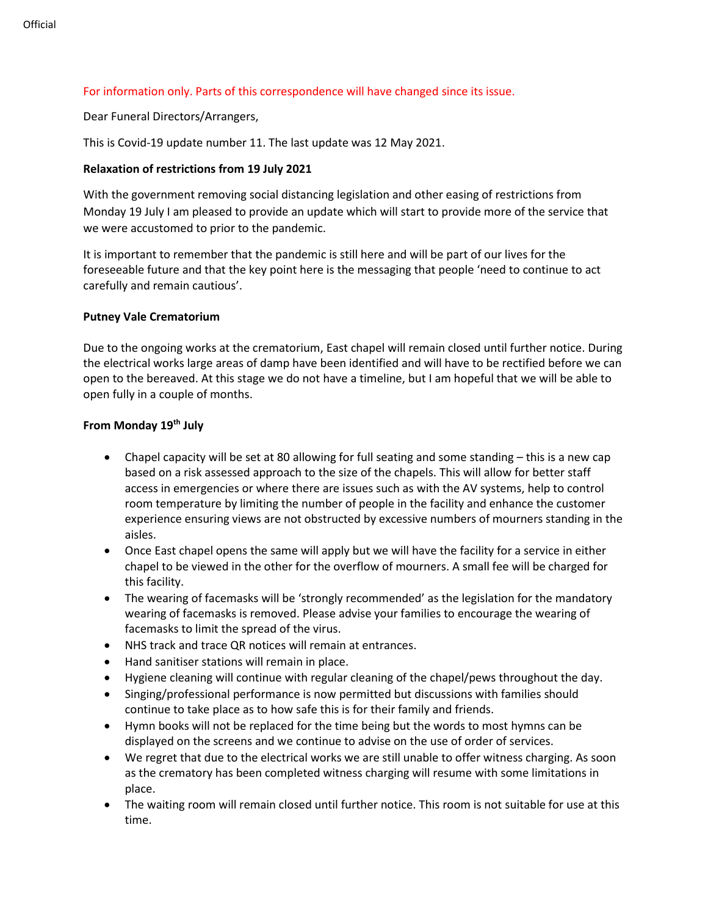For information only. Parts of this correspondence will have changed since its issue.

Dear Funeral Directors/Arrangers,

This is Covid-19 update number 11. The last update was 12 May 2021.

**Relaxation of restrictions from 19 July 2021**

With the government removing social distancing legislation and other easing of restrictions from Monday 19 July I am pleased to provide an update which will start to provide more of the service that we were accustomed to prior to the pandemic.

It is important to remember that the pandemic is still here and will be part of our lives for the foreseeable future and that the key point here is the messaging that people 'need to continue to act carefully and remain cautious'.

**Putney Vale Crematorium**

Due to the ongoing works at the crematorium, East chapel will remain closed until further notice. During the electrical works large areas of damp have been identified and will have to be rectified before we can open to the bereaved. At this stage we do not have a timeline, but I am hopeful that we will be able to open fully in a couple of months.

**From Monday 19th July**

- Chapel capacity will be set at 80 allowing for full seating and some standing – this is a new cap based on a risk assessed approach to the size of the chapels. This will allow for better staff access in emergencies or where there are issues such as with the AV systems, help to control room temperature by limiting the number of people in the facility and enhance the customer experience ensuring views are not obstructed by excessive numbers of mourners standing in the aisles.
- Once East chapel opens the same will apply but we will have the facility for a service in either chapel to be viewed in the other for the overflow of mourners. A small fee will be charged for this facility.
- The wearing of facemasks will be 'strongly recommended' as the legislation for the mandatory wearing of facemasks is removed. Please advise your families to encourage the wearing of facemasks to limit the spread of the virus.
- NHS track and trace QR notices will remain at entrances.
- Hand sanitiser stations will remain in place.
- Hygiene cleaning will continue with regular cleaning of the chapel/pews throughout the day.
- Singing/professional performance is now permitted but discussions with families should continue to take place as to how safe this is for their family and friends.
- Hymn books will not be replaced for the time being but the words to most hymns can be displayed on the screens and we continue to advise on the use of order of services.
- We regret that due to the electrical works we are still unable to offer witness charging. As soon as the crematory has been completed witness charging will resume with some limitations in place.
- The waiting room will remain closed until further notice. This room is not suitable for use at this time.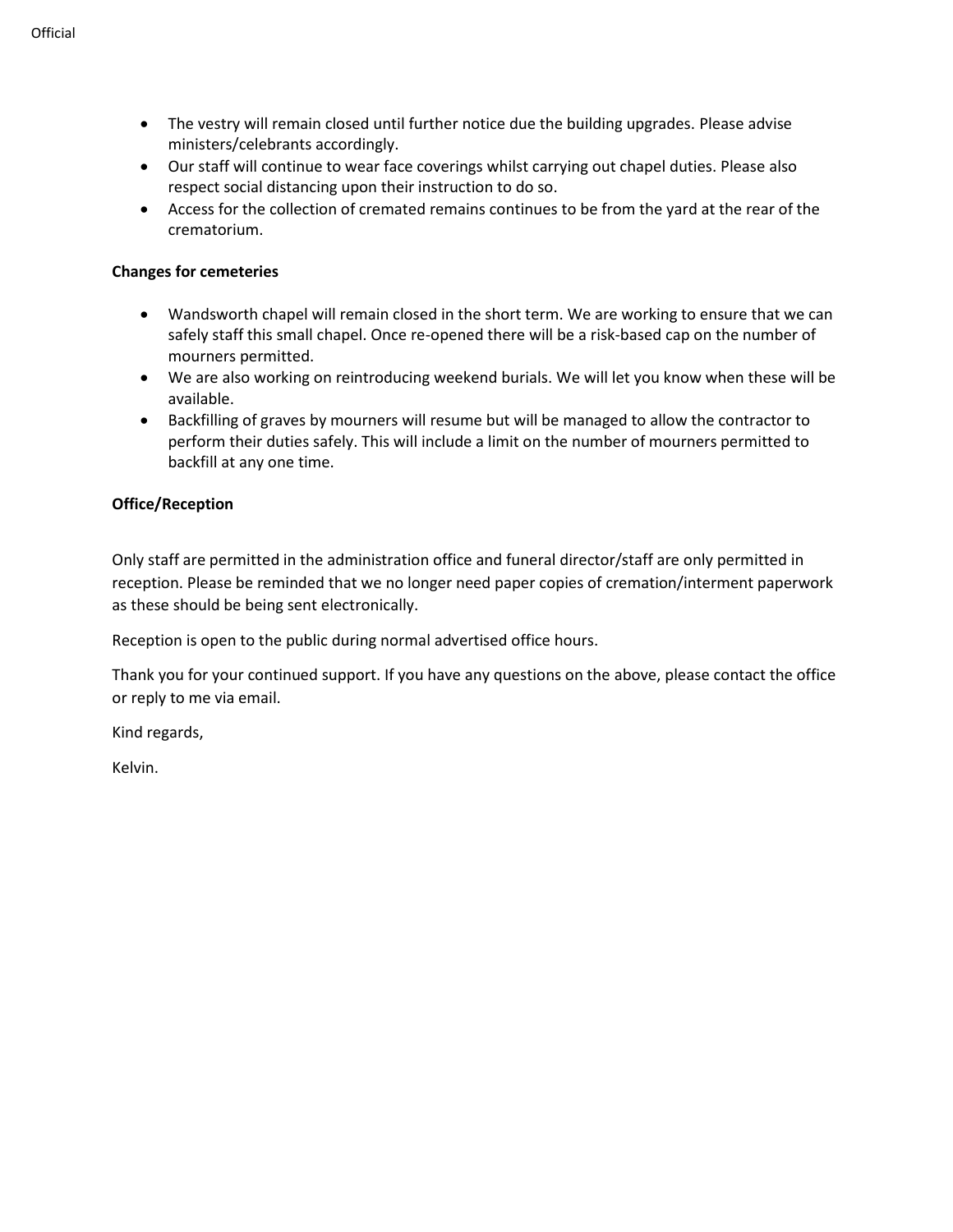- The vestry will remain closed until further notice due the building upgrades. Please advise ministers/celebrants accordingly.
- Our staff will continue to wear face coverings whilst carrying out chapel duties. Please also respect social distancing upon their instruction to do so.
- Access for the collection of cremated remains continues to be from the yard at the rear of the crematorium.

**Changes for cemeteries**

- Wandsworth chapel will remain closed in the short term. We are working to ensure that we can safely staff this small chapel. Once re-opened there will be a risk-based cap on the number of mourners permitted.
- We are also working on reintroducing weekend burials. We will let you know when these will be available.
- Backfilling of graves by mourners will resume but will be managed to allow the contractor to perform their duties safely. This will include a limit on the number of mourners permitted to backfill at any one time.

**Office/Reception**

Only staff are permitted in the administration office and funeral director/staff are only permitted in reception. Please be reminded that we no longer need paper copies of cremation/interment paperwork as these should be being sent electronically.

Reception is open to the public during normal advertised office hours.

Thank you for your continued support. If you have any questions on the above, please contact the office or reply to me via email.

Kind regards,

Kelvin.